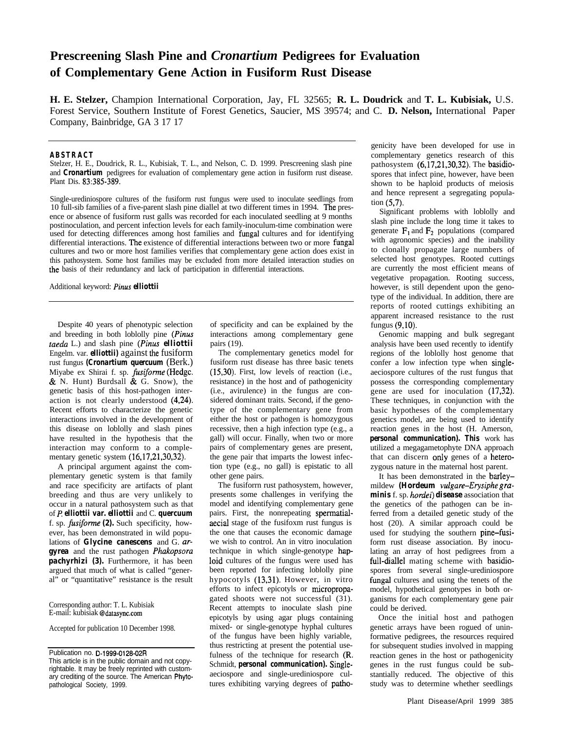# Prescreening Slash Pine and *Cronartium* Pedigrees for Evaluation of Complementary Gene Action in Fusiform Rust Disease

**H. E. Stelzer,** Champion International Corporation, Jay, FL 32565; **R. L. Doudrick** and **T. L. Kubisiak,** U.S. Forest Service, Southern Institute of Forest Genetics, Saucier, MS 39574; and C. **D. Nelson,** International Paper Company, Bainbridge, GA 3 17 17

## ABSTRACT

Stelzer, H. E., Doudrick, R. L., Kubisiak, T. L., and Nelson, C. D. 1999. Prescreening slash pine and ***Cronartium*** pedigrees for evaluation of complementary gene action in fusiform rust disease. Plant Dis. 83:385-389.

Single-urediniospore cultures of the fusiform rust fungus were used to inoculate seedlings from 10 full-sib families of a five-parent slash pine diallel at two different times in 1994. The presence or absence of fusiform rust galls was recorded for each inoculated seedling at 9 months postinoculation, and percent infection levels for each family-inoculum-time combination were used for detecting differences among host families and fungal cultures and for identifying differential interactions. The existence of differential interactions between two or more fungal cultures and two or more host families verifies that complementary gene action does exist in this pathosystem. Some host families may be excluded from more detailed interaction studies on the basis of their redundancy and lack of participation in differential interactions.

Additional keyword: ***Pinus elliottii***

Despite 40 years of phenotypic selection and breeding in both loblolly pine (*Pinus taeda* L.) and slash pine (*Pinus* ***elliottii*** Engelm. var. ***elliottii)*** against the fusiform rust fungus **(*Cronartium quercuum*** (Berk.) Miyabe ex Shirai f. sp. *fusiforme* (Hedgc. & N. Hunt) Burdsall & G. Snow), the genetic basis of this host-pathogen interaction is not clearly understood (4,24). Recent efforts to characterize the genetic interactions involved in the development of this disease on loblolly and slash pines have resulted in the hypothesis that the interaction may conform to a complementary genetic system (16,17,21,30,32).

A principal argument against the complementary genetic system is that family and race specificity are artifacts of plant breeding and thus are very unlikely to occur in a natural pathosystem such as that of *P.* ***elliottii*** **var.** ***elliottii*** and C. ***quercuum*** f. sp. *fusiforme* **(2).** Such specificity, however, has been demonstrated in wild populations of ***Glycine canescens*** and G. ***argyrea*** and the rust pathogen ***Phakopsora pachyrhizi*** **(3).** Furthermore, it has been argued that much of what is called "general" or "quantitative" resistance is the result of specificity and can be explained by the interactions among complementary gene pairs (19).

The complementary genetics model for fusiform rust disease has three basic tenets (15,30). First, low levels of reaction (i.e., resistance) in the host and of pathogenicity (i.e., avirulence) in the fungus are considered dominant traits. Second, if the genotype of the complementary gene from either the host or pathogen is homozygous recessive, then a high infection type (e.g., a gall) will occur. Finally, when two or more pairs of complementary genes are present, the gene pair that imparts the lowest infection type (e.g., no gall) is epistatic to all other gene pairs.

The fusiform rust pathosystem, however, presents some challenges in verifying the model and identifying complementary gene pairs. First, the nonrepeating spermatial-aecial stage of the fusiform rust fungus is the one that causes the economic damage we wish to control. An in vitro inoculation technique in which single-genotype haploid cultures of the fungus were used has been reported for infecting loblolly pine hypocotyls (13,31). However, in vitro efforts to infect epicotyls or micropropagated shoots were not successful (31). Recent attempts to inoculate slash pine epicotyls by using agar plugs containing mixed- or single-genotype hyphal cultures of the fungus have been highly variable, thus restricting at present the potential usefulness of the technique for research (R. Schmidt, **personal communication).** Single-aeciospore and single-urediniospore cultures exhibiting varying degrees of pathogenicity have been developed for use in complementary genetics research of this pathosystem (6,17,21,30,32). The basidiospores that infect pine, however, have been shown to be haploid products of meiosis and hence represent a segregating population (5,7).

Significant problems with loblolly and slash pine include the long time it takes to generate $F_1$ and $F_2$ populations (compared with agronomic species) and the inability to clonally propagate large numbers of selected host genotypes. Rooted cuttings are currently the most efficient means of vegetative propagation. Rooting success, however, is still dependent upon the genotype of the individual. In addition, there are reports of rooted cuttings exhibiting an apparent increased resistance to the rust fungus (9,10).

Genomic mapping and bulk segregant analysis have been used recently to identify regions of the loblolly host genome that confer a low infection type when single-aeciospore cultures of the rust fungus that possess the corresponding complementary gene are used for inoculation (17,32). These techniques, in conjunction with the basic hypotheses of the complementary genetics model, are being used to identify reaction genes in the host (H. Amerson, **personal communication). This** work has utilized a megagametophyte DNA approach that can discern only genes of a heterozygous nature in the maternal host parent.

It has been demonstrated in the barley–mildew **(*Hordeum*** *vulgare–Erysiphe* ***graminis*** f. sp. *hordei*) **disease** association that the genetics of the pathogen can be inferred from a detailed genetic study of the host (20). A similar approach could be used for studying the southern pine–fusiform rust disease association. By inoculating an array of host pedigrees from a full-diallel mating scheme with basidiospores from several single-urediniospore fungal cultures and using the tenets of the model, hypothetical genotypes in both organisms for each complementary gene pair could be derived.

Once the initial host and pathogen genetic arrays have been rogued of uninformative pedigrees, the resources required for subsequent studies involved in mapping reaction genes in the host or pathogenicity genes in the rust fungus could be substantially reduced. The objective of this study was to determine whether seedlings

Corresponding author: T. L. Kubisiak
E-mail: kubisiak@datasync.com

Accepted for publication 10 December 1998.

Publication no. D-1999-0128-02R
This article is in the public domain and not copyrightable. It may be freely reprinted with customary crediting of the source. The American Phytopathological Society, 1999.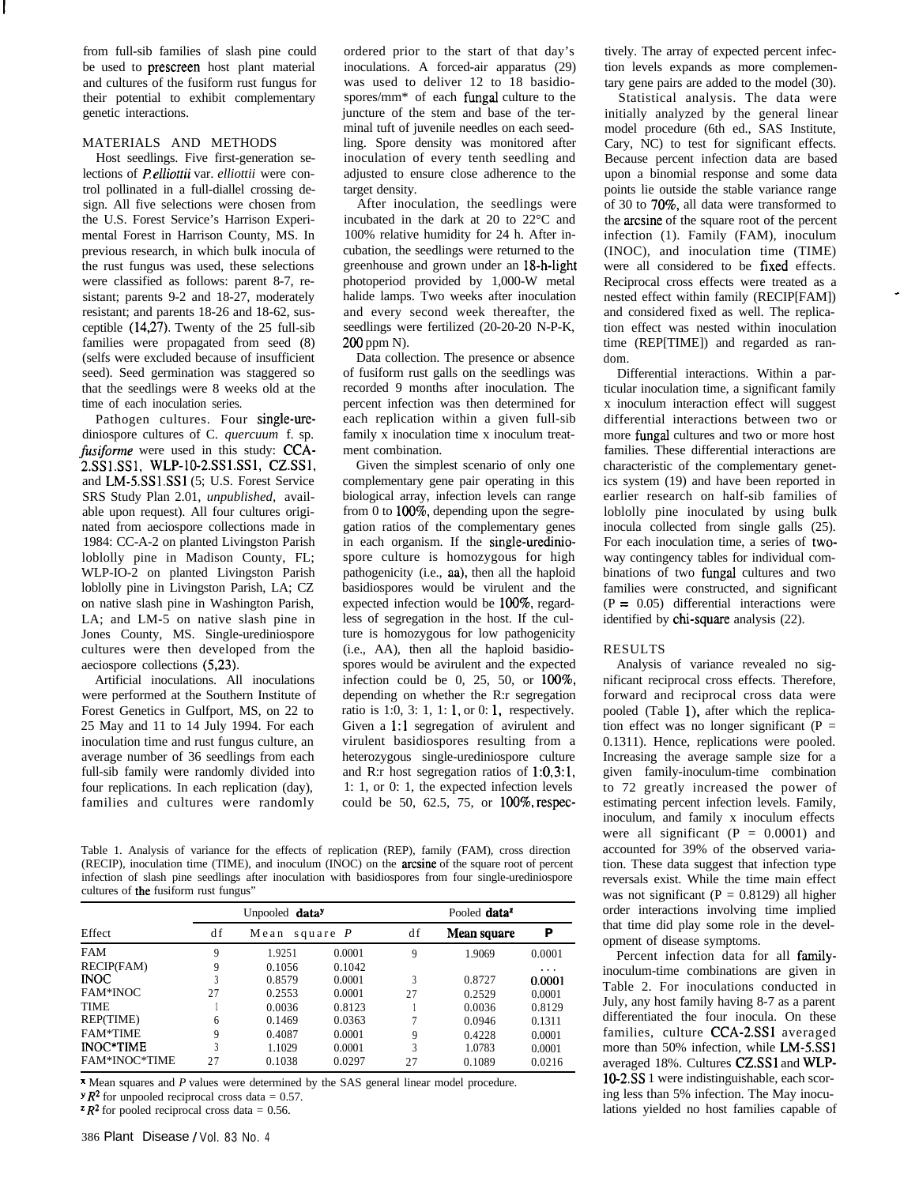from full-sib families of slash pine could be used to prescreen host plant material and cultures of the fusiform rust fungus for their potential to exhibit complementary genetic interactions.

## MATERIALS AND METHODS

Host seedlings. Five first-generation selections of *P. elliottii* var. *elliottii* were control pollinated in a full-diallel crossing design. All five selections were chosen from the U.S. Forest Service's Harrison Experimental Forest in Harrison County, MS. In previous research, in which bulk inocula of the rust fungus was used, these selections were classified as follows: parent 8-7, resistant; parents 9-2 and 18-27, moderately resistant; and parents 18-26 and 18-62, susceptible (14,27). Twenty of the 25 full-sib families were propagated from seed (8) (selfs were excluded because of insufficient seed). Seed germination was staggered so that the seedlings were 8 weeks old at the time of each inoculation series.

Pathogen cultures. Four single-urediniospore cultures of C. *quercuum* f. sp. *fusiforme* were used in this study: CCA-2.SS1.SS1, WLP-10-2.SS1.SS1, CZ.SS1, and LM-5.SS1.SS1 (5; U.S. Forest Service SRS Study Plan 2.01, *unpublished,* available upon request). All four cultures originated from aeciospore collections made in 1984: CC-A-2 on planted Livingston Parish loblolly pine in Madison County, FL; WLP-IO-2 on planted Livingston Parish loblolly pine in Livingston Parish, LA; CZ on native slash pine in Washington Parish, LA; and LM-5 on native slash pine in Jones County, MS. Single-urediniospore cultures were then developed from the aeciospore collections (5,23).

Artificial inoculations. All inoculations were performed at the Southern Institute of Forest Genetics in Gulfport, MS, on 22 to 25 May and 11 to 14 July 1994. For each inoculation time and rust fungus culture, an average number of 36 seedlings from each full-sib family were randomly divided into four replications. In each replication (day), families and cultures were randomly ordered prior to the start of that day's inoculations. A forced-air apparatus (29) was used to deliver 12 to 18 basidiospores/mm* of each fungal culture to the juncture of the stem and base of the terminal tuft of juvenile needles on each seedling. Spore density was monitored after inoculation of every tenth seedling and adjusted to ensure close adherence to the target density.

After inoculation, the seedlings were incubated in the dark at 20 to 22°C and 100% relative humidity for 24 h. After incubation, the seedlings were returned to the greenhouse and grown under an 18-h-light photoperiod provided by 1,000-W metal halide lamps. Two weeks after inoculation and every second week thereafter, the seedlings were fertilized (20-20-20 N-P-K, 200 ppm N).

Data collection. The presence or absence of fusiform rust galls on the seedlings was recorded 9 months after inoculation. The percent infection was then determined for each replication within a given full-sib family x inoculation time x inoculum treatment combination.

Given the simplest scenario of only one complementary gene pair operating in this biological array, infection levels can range from 0 to 100%, depending upon the segregation ratios of the complementary genes in each organism. If the single-urediniospore culture is homozygous for high pathogenicity (i.e., aa), then all the haploid basidiospores would be virulent and the expected infection would be 100%, regardless of segregation in the host. If the culture is homozygous for low pathogenicity (i.e., AA), then all the haploid basidiospores would be avirulent and the expected infection could be 0, 25, 50, or 100%, depending on whether the R:r segregation ratio is 1:0, 3: 1, 1: 1, or 0: 1, respectively. Given a 1:1 segregation of avirulent and virulent basidiospores resulting from a heterozygous single-urediniospore culture and R:r host segregation ratios of 1:0, 3:1, 1: 1, or 0: 1, the expected infection levels could be 50, 62.5, 75, or 100%, respectively. The array of expected percent infection levels expands as more complementary gene pairs are added to the model (30).

Statistical analysis. The data were initially analyzed by the general linear model procedure (6th ed., SAS Institute, Cary, NC) to test for significant effects. Because percent infection data are based upon a binomial response and some data points lie outside the stable variance range of 30 to 70%, all data were transformed to the arcsine of the square root of the percent infection (1). Family (FAM), inoculum (INOC), and inoculation time (TIME) were all considered to be fixed effects. Reciprocal cross effects were treated as a nested effect within family (RECIP[FAM]) and considered fixed as well. The replication effect was nested within inoculation time (REP[TIME]) and regarded as random.

Differential interactions. Within a particular inoculation time, a significant family x inoculum interaction effect will suggest differential interactions between two or more fungal cultures and two or more host families. These differential interactions are characteristic of the complementary genetics system (19) and have been reported in earlier research on half-sib families of loblolly pine inoculated by using bulk inocula collected from single galls (25). For each inoculation time, a series of two-way contingency tables for individual combinations of two fungal cultures and two families were constructed, and significant (P = 0.05) differential interactions were identified by chi-square analysis (22).

## RESULTS

Analysis of variance revealed no significant reciprocal cross effects. Therefore, forward and reciprocal cross data were pooled (Table 1), after which the replication effect was no longer significant (P = 0.1311). Hence, replications were pooled. Increasing the average sample size for a given family-inoculum-time combination to 72 greatly increased the power of estimating percent infection levels. Family, inoculum, and family x inoculum effects were all significant (P = 0.0001) and accounted for 39% of the observed variation. These data suggest that infection type reversals exist. While the time main effect was not significant (P = 0.8129) all higher order interactions involving time implied that time did play some role in the development of disease symptoms.

Percent infection data for all family-inoculum-time combinations are given in Table 2. For inoculations conducted in July, any host family having 8-7 as a parent differentiated the four inocula. On these families, culture CCA-2.SS1 averaged more than 50% infection, while LM-5.SS1 averaged 18%. Cultures CZ.SS1 and WLP-10-2.SS 1 were indistinguishable, each scoring less than 5% infection. The May inoculations yielded no host families capable of

Table 1. Analysis of variance for the effects of replication (REP), family (FAM), cross direction (RECIP), inoculation time (TIME), and inoculum (INOC) on the arcsine of the square root of the percent infection of slash pine seedlings after inoculation with basidiospores from four single-urediniospore cultures of the fusiform rust fungus[x]

| Effect | Unpooled data[y] | | | Pooled data[z] | | |
|---|---|---|---|---|---|---|
| | df | Mean square | *P* | df | Mean square | P |
| FAM | 9 | 1.9251 | 0.0001 | 9 | 1.9069 | 0.0001 |
| RECIP(FAM) | 9 | 0.1056 | 0.1042 | | | . . . |
| INOC | 3 | 0.8579 | 0.0001 | 3 | 0.8727 | 0.0001 |
| FAM*INOC | 27 | 0.2553 | 0.0001 | 27 | 0.2529 | 0.0001 |
| TIME | 1 | 0.0036 | 0.8123 | 1 | 0.0036 | 0.8129 |
| REP(TIME) | 6 | 0.1469 | 0.0363 | 7 | 0.0946 | 0.1311 |
| FAM*TIME | 9 | 0.4087 | 0.0001 | 9 | 0.4228 | 0.0001 |
| INOC*TIME | 3 | 1.1029 | 0.0001 | 3 | 1.0783 | 0.0001 |
| FAM*INOC*TIME | 27 | 0.1038 | 0.0297 | 27 | 0.1089 | 0.0216 |

[x] Mean squares and *P* values were determined by the SAS general linear model procedure.
[y] $R^2$ for unpooled reciprocal cross data = 0.57.
[z] $R^2$ for pooled reciprocal cross data = 0.56.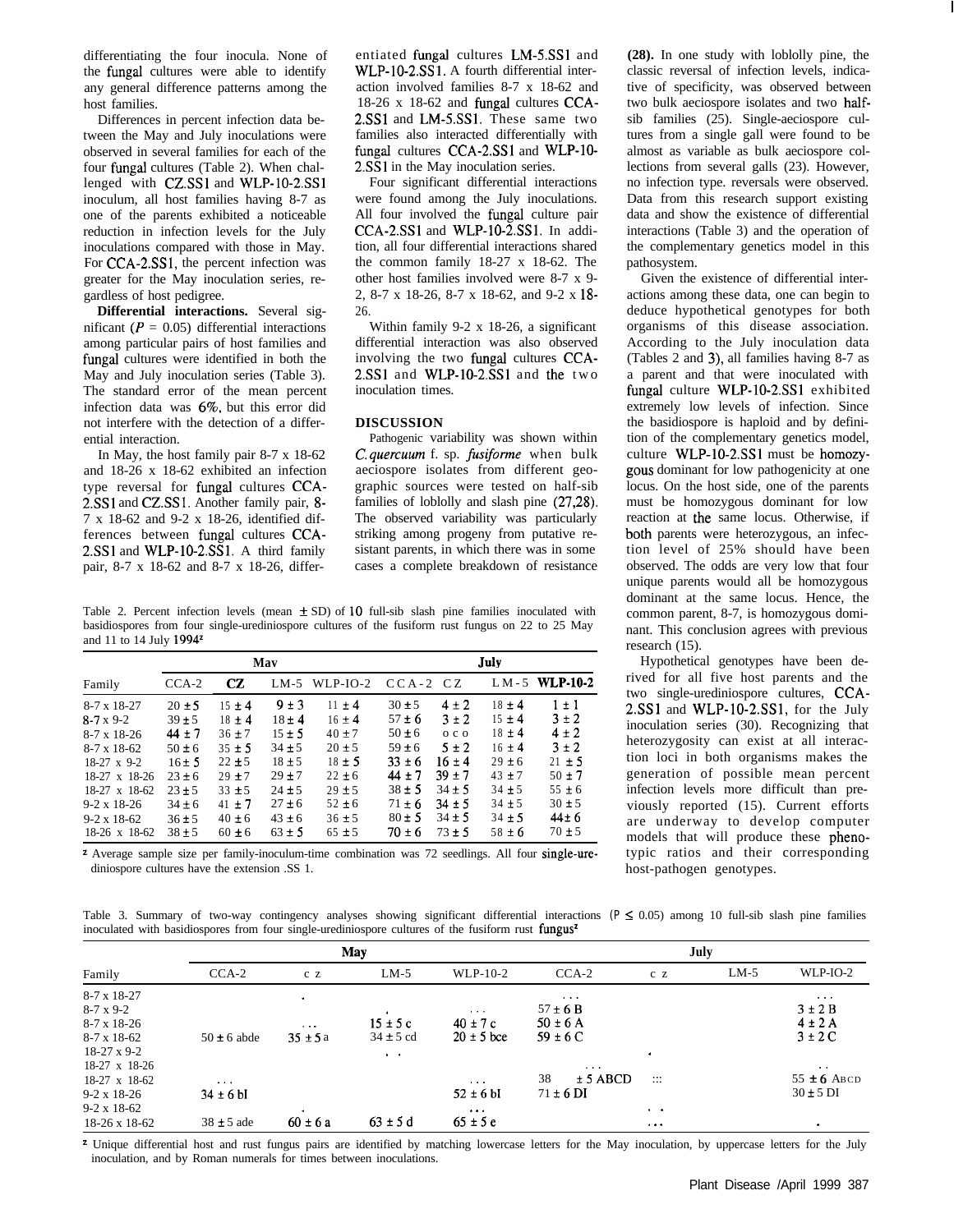differentiating the four inocula. None of the fungal cultures were able to identify any general difference patterns among the host families.

Differences in percent infection data between the May and July inoculations were observed in several families for each of the four fungal cultures (Table 2). When challenged with CZ.SS1 and WLP-10-2.SS1 inoculum, all host families having 8-7 as one of the parents exhibited a noticeable reduction in infection levels for the July inoculations compared with those in May. For CCA-2.SS1, the percent infection was greater for the May inoculation series, regardless of host pedigree.

**Differential interactions.** Several significant ($P$ = 0.05) differential interactions among particular pairs of host families and fungal cultures were identified in both the May and July inoculation series (Table 3). The standard error of the mean percent infection data was 6%, but this error did not interfere with the detection of a differential interaction.

In May, the host family pair 8-7 x 18-62 and 18-26 x 18-62 exhibited an infection type reversal for fungal cultures CCA-2.SS1 and CZ.SS1. Another family pair, 8-7 x 18-62 and 9-2 x 18-26, identified differences between fungal cultures CCA-2.SS1 and WLP-10-2.SS1. A third family pair, 8-7 x 18-62 and 8-7 x 18-26, differentiated fungal cultures LM-5.SS1 and WLP-10-2.SS1. A fourth differential interaction involved families 8-7 x 18-62 and 18-26 x 18-62 and fungal cultures CCA-2.SS1 and LM-5.SS1. These same two families also interacted differentially with fungal cultures CCA-2.SS1 and WLP-10-2.SS1 in the May inoculation series.

Four significant differential interactions were found among the July inoculations. All four involved the fungal culture pair CCA-2.SS1 and WLP-10-2.SS1. In addition, all four differential interactions shared the common family 18-27 x 18-62. The other host families involved were 8-7 x 9-2, 8-7 x 18-26, 8-7 x 18-62, and 9-2 x 18-26.

Within family 9-2 x 18-26, a significant differential interaction was also observed involving the two fungal cultures CCA-2.SS1 and WLP-10-2.SS1 and the two inoculation times.

## DISCUSSION

Pathogenic variability was shown within *C. quercuum* f. sp. *fusiforme* when bulk aeciospore isolates from different geographic sources were tested on half-sib families of loblolly and slash pine (27,28). The observed variability was particularly striking among progeny from putative resistant parents, in which there was in some cases a complete breakdown of resistance (28). In one study with loblolly pine, the classic reversal of infection levels, indicative of specificity, was observed between two bulk aeciospore isolates and two half-sib families (25). Single-aeciospore cultures from a single gall were found to be almost as variable as bulk aeciospore collections from several galls (23). However, no infection type. reversals were observed. Data from this research support existing data and show the existence of differential interactions (Table 3) and the operation of the complementary genetics model in this pathosystem.

Given the existence of differential interactions among these data, one can begin to deduce hypothetical genotypes for both organisms of this disease association. According to the July inoculation data (Tables 2 and 3), all families having 8-7 as a parent and that were inoculated with fungal culture WLP-10-2.SS1 exhibited extremely low levels of infection. Since the basidiospore is haploid and by definition of the complementary genetics model, culture WLP-10-2.SS1 must be homozygous dominant for low pathogenicity at one locus. On the host side, one of the parents must be homozygous dominant for low reaction at the same locus. Otherwise, if both parents were heterozygous, an infection level of 25% should have been observed. The odds are very low that four unique parents would all be homozygous dominant at the same locus. Hence, the common parent, 8-7, is homozygous dominant. This conclusion agrees with previous research (15).

Hypothetical genotypes have been derived for all five host parents and the two single-urediniospore cultures, CCA-2.SS1 and WLP-10-2.SS1, for the July inoculation series (30). Recognizing that heterozygosity can exist at all interaction loci in both organisms makes the generation of possible mean percent infection levels more difficult than previously reported (15). Current efforts are underway to develop computer models that will produce these phenotypic ratios and their corresponding host-pathogen genotypes.

Table 2. Percent infection levels (mean ± SD) of 10 full-sib slash pine families inoculated with basidiospores from four single-urediniospore cultures of the fusiform rust fungus on 22 to 25 May and 11 to 14 July 1994[z]

| | May | | | | July | | | |
|---|---|---|---|---|---|---|---|---|
| Family | CCA-2 | CZ | LM-5 | WLP-10-2 | CCA-2 | CZ | LM-5 | WLP-10-2 |
| 8-7 x 18-27 | 20 ± 5 | 15 ± 4 | 9 ± 3 | 11 ± 4 | 30 ± 5 | 4 ± 2 | 18 ± 4 | 1 ± 1 |
| 8-7 x 9-2 | 39 ± 5 | 18 ± 4 | 18 ± 4 | 16 ± 4 | 57 ± 6 | 3 ± 2 | 15 ± 4 | 3 ± 2 |
| 8-7 x 18-26 | 44 ± 7 | 36 ± 7 | 15 ± 5 | 40 ± 7 | 50 ± 6 | 0 ± 0 | 18 ± 4 | 4 ± 2 |
| 8-7 x 18-62 | 50 ± 6 | 35 ± 5 | 34 ± 5 | 20 ± 5 | 59 ± 6 | 5 ± 2 | 16 ± 4 | 3 ± 2 |
| 18-27 x 9-2 | 16 ± 5 | 22 ± 5 | 18 ± 5 | 18 ± 5 | 33 ± 6 | 16 ± 4 | 29 ± 6 | 21 ± 5 |
| 18-27 x 18-26 | 23 ± 6 | 29 ± 7 | 29 ± 7 | 22 ± 6 | 44 ± 7 | 39 ± 7 | 43 ± 7 | 50 ± 7 |
| 18-27 x 18-62 | 23 ± 5 | 33 ± 5 | 24 ± 5 | 29 ± 5 | 38 ± 5 | 34 ± 5 | 34 ± 5 | 55 ± 6 |
| 9-2 x 18-26 | 34 ± 6 | 41 ± 7 | 27 ± 6 | 52 ± 6 | 71 ± 6 | 34 ± 5 | 34 ± 5 | 30 ± 5 |
| 9-2 x 18-62 | 36 ± 5 | 40 ± 6 | 43 ± 6 | 36 ± 5 | 80 ± 5 | 34 ± 5 | 34 ± 5 | 44 ± 6 |
| 18-26 x 18-62 | 38 ± 5 | 60 ± 6 | 63 ± 5 | 65 ± 5 | 70 ± 6 | 73 ± 5 | 58 ± 6 | 70 ± 5 |

[z] Average sample size per family-inoculum-time combination was 72 seedlings. All four single-urediniospore cultures have the extension .SS 1.

Table 3. Summary of two-way contingency analyses showing significant differential interactions ($P \leq 0.05$) among 10 full-sib slash pine families inoculated with basidiospores from four single-urediniospore cultures of the fusiform rust fungus[z]

| | May | | | | July | | | |
|---|---|---|---|---|---|---|---|---|
| Family | CCA-2 | CZ | LM-5 | WLP-10-2 | CCA-2 | CZ | LM-5 | WLP-10-2 |
| 8-7 x 18-27 | | | | | | | | |
| 8-7 x 9-2 | | | | | 57 ± 6 B | | | 3 ± 2 B |
| 8-7 x 18-26 | | | 15 ± 5 c | 40 ± 7 c | 50 ± 6 A | | | 4 ± 2 A |
| 8-7 x 18-62 | 50 ± 6 abde | 35 ± 5 a | 34 ± 5 cd | 20 ± 5 bce | 59 ± 6 C | | | 3 ± 2 C |
| 18-27 x 9-2 | | | | | | | | |
| 18-27 x 18-26 | | | | | | | | |
| 18-27 x 18-62 | | | | | 38 ± 5 ABCD | | | 55 ± 6 ABCD |
| 9-2 x 18-26 | 34 ± 6 bI | | | 52 ± 6 bI | 71 ± 6 DI | | | 30 ± 5 DI |
| 9-2 x 18-62 | | | | | | | | |
| 18-26 x 18-62 | 38 ± 5 ade | 60 ± 6 a | 63 ± 5 d | 65 ± 5 e | | | | |

[z] Unique differential host and rust fungus pairs are identified by matching lowercase letters for the May inoculation, by uppercase letters for the July inoculation, and by Roman numerals for times between inoculations.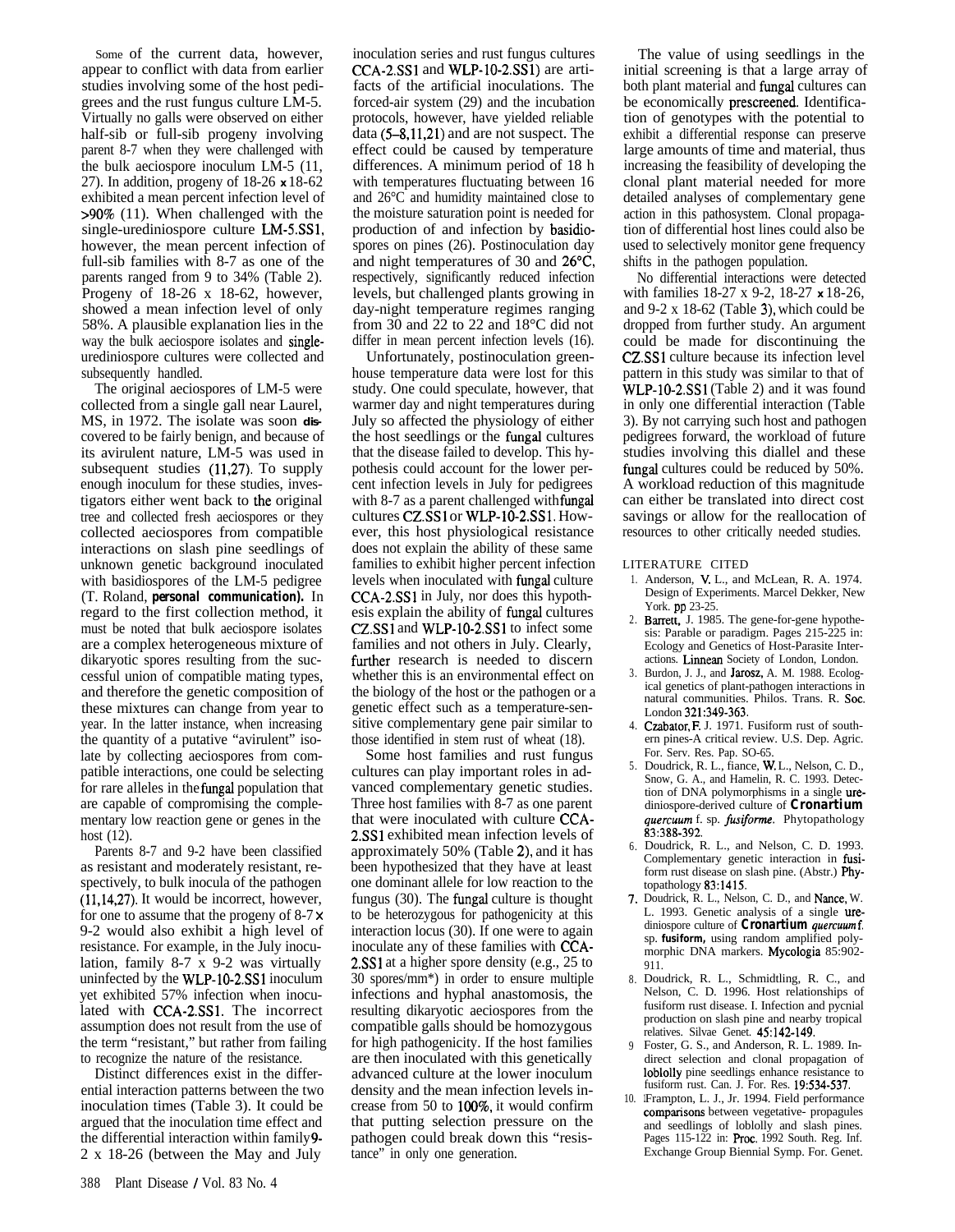Some of the current data, however, appear to conflict with data from earlier studies involving some of the host pedigrees and the rust fungus culture LM-5. Virtually no galls were observed on either half-sib or full-sib progeny involving parent 8-7 when they were challenged with the bulk aeciospore inoculum LM-5 (11, 27). In addition, progeny of 18-26 x 18-62 exhibited a mean percent infection level of >90% (11). When challenged with the single-urediniospore culture LM-5.SS1, however, the mean percent infection of full-sib families with 8-7 as one of the parents ranged from 9 to 34% (Table 2). Progeny of 18-26 x 18-62, however, showed a mean infection level of only 58%. A plausible explanation lies in the way the bulk aeciospore isolates and single-urediniospore cultures were collected and subsequently handled.

The original aeciospores of LM-5 were collected from a single gall near Laurel, MS, in 1972. The isolate was soon discovered to be fairly benign, and because of its avirulent nature, LM-5 was used in subsequent studies (11,27). To supply enough inoculum for these studies, investigators either went back to the original tree and collected fresh aeciospores or they collected aeciospores from compatible interactions on slash pine seedlings of unknown genetic background inoculated with basidiospores of the LM-5 pedigree (T. Roland, **personal communication).** In regard to the first collection method, it must be noted that bulk aeciospore isolates are a complex heterogeneous mixture of dikaryotic spores resulting from the successful union of compatible mating types, and therefore the genetic composition of these mixtures can change from year to year. In the latter instance, when increasing the quantity of a putative "avirulent" isolate by collecting aeciospores from compatible interactions, one could be selecting for rare alleles in the fungal population that are capable of compromising the complementary low reaction gene or genes in the host (12).

Parents 8-7 and 9-2 have been classified as resistant and moderately resistant, respectively, to bulk inocula of the pathogen (11,14,27). It would be incorrect, however, for one to assume that the progeny of 8-7 x 9-2 would also exhibit a high level of resistance. For example, in the July inoculation, family 8-7 x 9-2 was virtually uninfected by the WLP-10-2.SS1 inoculum yet exhibited 57% infection when inoculated with CCA-2.SS1. The incorrect assumption does not result from the use of the term "resistant," but rather from failing to recognize the nature of the resistance.

Distinct differences exist in the differential interaction patterns between the two inoculation times (Table 3). It could be argued that the inoculation time effect and the differential interaction within family 9-2 x 18-26 (between the May and July inoculation series and rust fungus cultures CCA-2.SS1 and WLP-10-2.SS1) are artifacts of the artificial inoculations. The forced-air system (29) and the incubation protocols, however, have yielded reliable data (5–8,11,21) and are not suspect. The effect could be caused by temperature differences. A minimum period of 18 h with temperatures fluctuating between 16 and 26°C and humidity maintained close to the moisture saturation point is needed for production of and infection by basidiospores on pines (26). Postinoculation day and night temperatures of 30 and 26°C, respectively, significantly reduced infection levels, but challenged plants growing in day-night temperature regimes ranging from 30 and 22 to 22 and 18°C did not differ in mean percent infection levels (16).

Unfortunately, postinoculation greenhouse temperature data were lost for this study. One could speculate, however, that warmer day and night temperatures during July so affected the physiology of either the host seedlings or the fungal cultures that the disease failed to develop. This hypothesis could account for the lower percent infection levels in July for pedigrees with 8-7 as a parent challenged with fungal cultures CZ.SS1 or WLP-10-2.SS1. However, this host physiological resistance does not explain the ability of these same families to exhibit higher percent infection levels when inoculated with fungal culture CCA-2.SS1 in July, nor does this hypothesis explain the ability of fungal cultures CZ.SS1 and WLP-10-2.SS1 to infect some families and not others in July. Clearly, further research is needed to discern whether this is an environmental effect on the biology of the host or the pathogen or a genetic effect such as a temperature-sensitive complementary gene pair similar to those identified in stem rust of wheat (18).

Some host families and rust fungus cultures can play important roles in advanced complementary genetic studies. Three host families with 8-7 as one parent that were inoculated with culture CCA-2.SS1 exhibited mean infection levels of approximately 50% (Table 2), and it has been hypothesized that they have at least one dominant allele for low reaction to the fungus (30). The fungal culture is thought to be heterozygous for pathogenicity at this interaction locus (30). If one were to again inoculate any of these families with CCA-2.SS1 at a higher spore density (e.g., 25 to 30 spores/mm*) in order to ensure multiple infections and hyphal anastomosis, the resulting dikaryotic aeciospores from the compatible galls should be homozygous for high pathogenicity. If the host families are then inoculated with this genetically advanced culture at the lower inoculum density and the mean infection levels increase from 50 to 100%, it would confirm that putting selection pressure on the pathogen could break down this "resistance" in only one generation.

The value of using seedlings in the initial screening is that a large array of both plant material and fungal cultures can be economically prescreened. Identification of genotypes with the potential to exhibit a differential response can preserve large amounts of time and material, thus increasing the feasibility of developing the clonal plant material needed for more detailed analyses of complementary gene action in this pathosystem. Clonal propagation of differential host lines could also be used to selectively monitor gene frequency shifts in the pathogen population.

No differential interactions were detected with families 18-27 x 9-2, 18-27 x 18-26, and 9-2 x 18-62 (Table 3), which could be dropped from further study. An argument could be made for discontinuing the CZ.SS1 culture because its infection level pattern in this study was similar to that of WLP-10-2.SS1 (Table 2) and it was found in only one differential interaction (Table 3). By not carrying such host and pathogen pedigrees forward, the workload of future studies involving this diallel and these fungal cultures could be reduced by 50%. A workload reduction of this magnitude can either be translated into direct cost savings or allow for the reallocation of resources to other critically needed studies.

## LITERATURE CITED

1. Anderson, V. L., and McLean, R. A. 1974. Design of Experiments. Marcel Dekker, New York. pp 23-25.
2. Barrett, J. 1985. The gene-for-gene hypothesis: Parable or paradigm. Pages 215-225 in: Ecology and Genetics of Host-Parasite Interactions. Linnean Society of London, London.
3. Burdon, J. J., and Jarosz, A. M. 1988. Ecological genetics of plant-pathogen interactions in natural communities. Philos. Trans. R. Soc. London 321:349-363.
4. Czabator, F. J. 1971. Fusiform rust of southern pines-A critical review. U.S. Dep. Agric. For. Serv. Res. Pap. SO-65.
5. Doudrick, R. L., fiance, W. L., Nelson, C. D., Snow, G. A., and Hamelin, R. C. 1993. Detection of DNA polymorphisms in a single urediniospore-derived culture of *Cronartium quercuum* f. sp. *fusiforme*. Phytopathology 83:388-392.
6. Doudrick, R. L., and Nelson, C. D. 1993. Complementary genetic interaction in fusiform rust disease on slash pine. (Abstr.) Phytopathology 83:1415.
7. Doudrick, R. L., Nelson, C. D., and Nance, W. L. 1993. Genetic analysis of a single urediniospore culture of *Cronartium quercuum* f. sp. *fusiform*, using random amplified polymorphic DNA markers. Mycologia 85:902-911.
8. Doudrick, R. L., Schmidtling, R. C., and Nelson, C. D. 1996. Host relationships of fusiform rust disease. I. Infection and pycnial production on slash pine and nearby tropical relatives. Silvae Genet. 45:142-149.
9. Foster, G. S., and Anderson, R. L. 1989. Indirect selection and clonal propagation of loblolly pine seedlings enhance resistance to fusiform rust. Can. J. For. Res. 19:534-537.
10. Frampton, L. J., Jr. 1994. Field performance comparisons between vegetative- propagules and seedlings of loblolly and slash pines. Pages 115-122 in: Proc. 1992 South. Reg. Inf. Exchange Group Biennial Symp. For. Genet.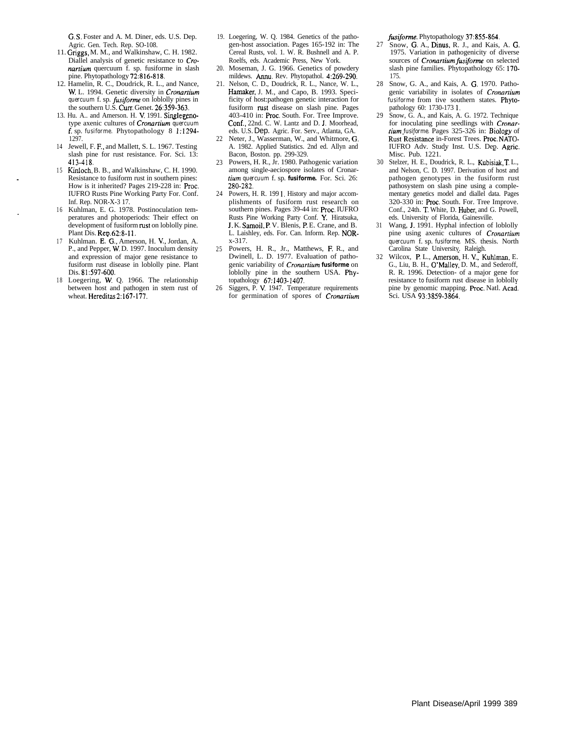G.S. Foster and A. M. Diner, eds. U.S. Dep. Agric. Gen. Tech. Rep. SO-108.

11. Griggs, M. M., and Walkinshaw, C. H. 1982. Diallel analysis of genetic resistance to *Cronartium* quercuum f. sp. fusiforme in slash pine. Phytopathology 72:816-818.
12. Hamelin, R. C., Doudrick, R. L., and Nance, W. L. 1994. Genetic diversity in *Cronartium quercuum* f. sp. *fusiforme* on loblolly pines in the southern U.S. Curr. Genet. 26:359-363.
13. Hu. A.. and Amerson. H. V. 1991. Singlegenotype axenic cultures of *Cronartium quercuum* f. sp. *fusiforme*. Phytopathology 8 1:1294-1297.
14. Jewell, F. F., and Mallett, S. L. 1967. Testing slash pine for rust resistance. For. Sci. 13: 413-418.
15. Kinloch, B. B., and Walkinshaw, C. H. 1990. Resistance to fusiform rust in southern pines: How is it inherited? Pages 219-228 in: Proc. IUFRO Rusts Pine Working Party For. Conf. Inf. Rep. NOR-X-3 17.
16. Kuhlman, E. G. 1978. Postinoculation temperatures and photoperiods: Their effect on development of fusiform rust on loblolly pine. Plant Dis. Rep. 62:8-11.
17. Kuhlman. E. G., Amerson, H. V., Jordan, A. P., and Pepper, W. D. 1997. Inoculum density and expression of major gene resistance to fusiform rust disease in loblolly pine. Plant Dis. 81:597-600.
18. Loegering, W. Q. 1966. The relationship between host and pathogen in stem rust of wheat. Hereditas 2:167-177.
19. Loegering, W. Q. 1984. Genetics of the pathogen-host association. Pages 165-192 in: The Cereal Rusts, vol. 1. W. R. Bushnell and A. P. Roelfs, eds. Academic Press, New York.
20. Moseman, J. G. 1966. Genetics of powdery mildews. Annu. Rev. Phytopathol. 4:269-290.
21. Nelson, C. D., Doudrick, R. L., Nance, W. L., Hamaker, J. M., and Capo, B. 1993. Specificity of host:pathogen genetic interaction for fusiform rust disease on slash pine. Pages 403-410 in: Proc. South. For. Tree Improve. Conf., 22nd. C. W. Lantz and D. J. Moorhead, eds. U.S. Dep. Agric. For. Serv., Atlanta, GA.
22. Neter, J., Wasserman, W., and Whitmore, G. A. 1982. Applied Statistics. 2nd ed. Allyn and Bacon, Boston. pp. 299-329.
23. Powers, H. R., Jr. 1980. Pathogenic variation among single-aeciospore isolates of *Cronartium quercuum* f. sp. **fusiforme.** For. Sci. 26: 280-282.
24. Powers, H. R. 1991. History and major accomplishments of fusiform rust research on southern pines. Pages 39-44 in: Proc. IUFRO Rusts Pine Working Party Conf. Y. Hiratsuka, J. K. Samoil, P. V. Blenis, P. E. Crane, and B. L. Laishley, eds. For. Can. Inform. Rep. NOR-x-317.
25. Powers, H. R., Jr., Matthews, F. R., and Dwinell, L. D. 1977. Evaluation of pathogenic variability of *Cronartium* **fusiforme** on loblolly pine in the southern USA. Phytopathology 67:1403-1407.
26. Siggers, P. V. 1947. Temperature requirements for germination of spores of *Cronartium fusiforme*. Phytopathology 37:855-864.
27. Snow, G. A., Dinus, R. J., and Kais, A. G. 1975. Variation in pathogenicity of diverse sources of *Cronartium fusiforme* on selected slash pine families. Phytopathology 65: 170-175.
28. Snow, G. A., and Kais, A. G. 1970. Pathogenic variability in isolates of *Cronartium fusiforme* from tive southern states. Phytopathology 60: 1730-173 1.
29. Snow, G. A., and Kais, A. G. 1972. Technique for inoculating pine seedlings with *Cronartium fusiforme*. Pages 325-326 in: Biology of Rust Resistance in-Forest Trees. Proc. NATO-IUFRO Adv. Study Inst. U.S. Dep. Agric. Misc. Pub. 1221.
30. Stelzer, H. E., Doudrick, R. L., Kubisiak, T. L., and Nelson, C. D. 1997. Derivation of host and pathogen genotypes in the fusiform rust pathosystem on slash pine using a complementary genetics model and diallel data. Pages 320-330 in: Proc. South. For. Tree Improve. Conf., 24th. T. White, D. Huber, and G. Powell, eds. University of Florida, Gainesville.
31. Wang, J. 1991. Hyphal infection of loblolly pine using axenic cultures of *Cronartium quercuum* f. sp. *fusiforme*. MS. thesis. North Carolina State University. Raleigh.
32. Wilcox, P. L., Amerson, H. V., Kuhlman, E. G., Liu, B. H., O'Malley, D. M., and Sederoff, R. R. 1996. Detection- of a major gene for resistance to fusiform rust disease in loblolly pine by genomic mapping. Proc. Natl. Acad. Sci. USA 93:3859-3864.